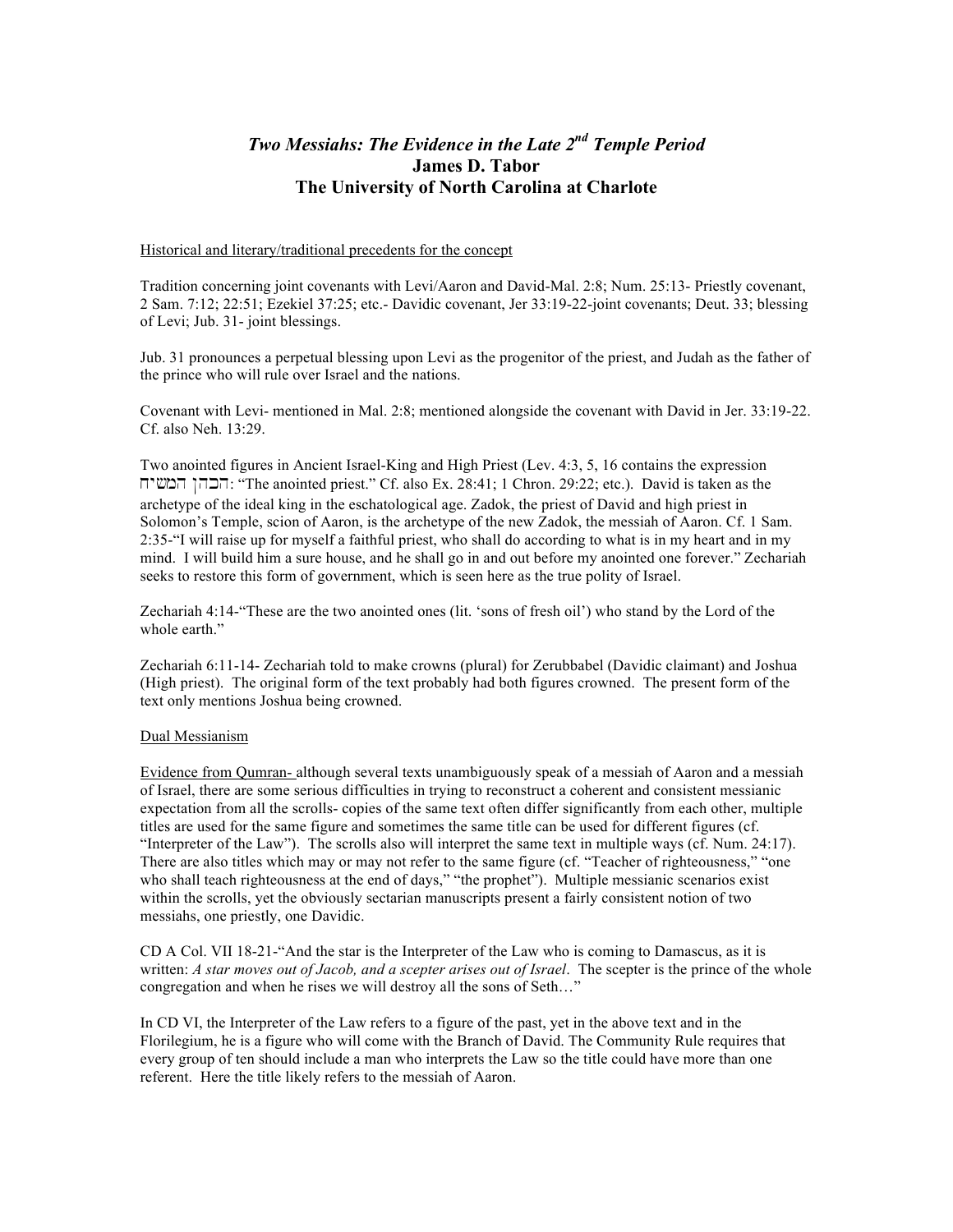# *Two Messiahs: The Evidence in the Late 2nd Temple Period*

**James D. Tabor**
**The University of North Carolina at Charlote**

<u>Historical and literary/traditional precedents for the concept</u>

Tradition concerning joint covenants with Levi/Aaron and David-Mal. 2:8; Num. 25:13- Priestly covenant, 2 Sam. 7:12; 22:51; Ezekiel 37:25; etc.- Davidic covenant, Jer 33:19-22-joint covenants; Deut. 33; blessing of Levi; Jub. 31- joint blessings.

Jub. 31 pronounces a perpetual blessing upon Levi as the progenitor of the priest, and Judah as the father of the prince who will rule over Israel and the nations.

Covenant with Levi- mentioned in Mal. 2:8; mentioned alongside the covenant with David in Jer. 33:19-22. Cf. also Neh. 13:29.

Two anointed figures in Ancient Israel-King and High Priest (Lev. 4:3, 5, 16 contains the expression הכהן המשיח: "The anointed priest." Cf. also Ex. 28:41; 1 Chron. 29:22; etc.). David is taken as the archetype of the ideal king in the eschatological age. Zadok, the priest of David and high priest in Solomon's Temple, scion of Aaron, is the archetype of the new Zadok, the messiah of Aaron. Cf. 1 Sam. 2:35-"I will raise up for myself a faithful priest, who shall do according to what is in my heart and in my mind. I will build him a sure house, and he shall go in and out before my anointed one forever." Zechariah seeks to restore this form of government, which is seen here as the true polity of Israel.

Zechariah 4:14-"These are the two anointed ones (lit. 'sons of fresh oil') who stand by the Lord of the whole earth."

Zechariah 6:11-14- Zechariah told to make crowns (plural) for Zerubbabel (Davidic claimant) and Joshua (High priest). The original form of the text probably had both figures crowned. The present form of the text only mentions Joshua being crowned.

<u>Dual Messianism</u>

<u>Evidence from Qumran-</u> although several texts unambiguously speak of a messiah of Aaron and a messiah of Israel, there are some serious difficulties in trying to reconstruct a coherent and consistent messianic expectation from all the scrolls- copies of the same text often differ significantly from each other, multiple titles are used for the same figure and sometimes the same title can be used for different figures (cf. "Interpreter of the Law"). The scrolls also will interpret the same text in multiple ways (cf. Num. 24:17). There are also titles which may or may not refer to the same figure (cf. "Teacher of righteousness," "one who shall teach righteousness at the end of days," "the prophet"). Multiple messianic scenarios exist within the scrolls, yet the obviously sectarian manuscripts present a fairly consistent notion of two messiahs, one priestly, one Davidic.

CD A Col. VII 18-21-"And the star is the Interpreter of the Law who is coming to Damascus, as it is written: *A star moves out of Jacob, and a scepter arises out of Israel*. The scepter is the prince of the whole congregation and when he rises we will destroy all the sons of Seth…"

In CD VI, the Interpreter of the Law refers to a figure of the past, yet in the above text and in the Florilegium, he is a figure who will come with the Branch of David. The Community Rule requires that every group of ten should include a man who interprets the Law so the title could have more than one referent. Here the title likely refers to the messiah of Aaron.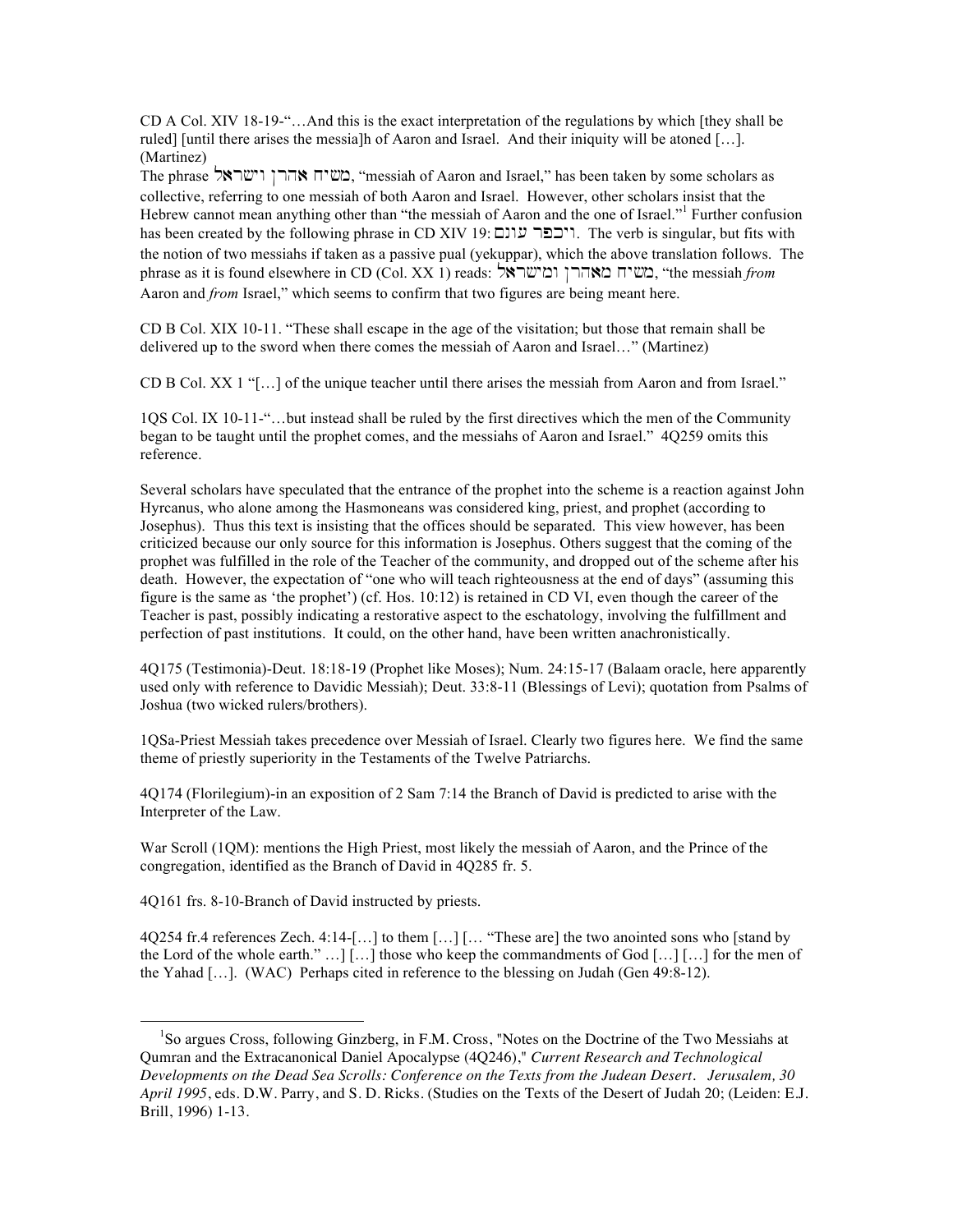CD A Col. XIV 18-19-"…And this is the exact interpretation of the regulations by which [they shall be ruled] [until there arises the messia]h of Aaron and Israel. And their iniquity will be atoned […]. (Martinez)

The phrase משיח אהרן וישראל, "messiah of Aaron and Israel," has been taken by some scholars as collective, referring to one messiah of both Aaron and Israel. However, other scholars insist that the Hebrew cannot mean anything other than "the messiah of Aaron and the one of Israel."[1] Further confusion has been created by the following phrase in CD XIV 19: ויכפר עונם. The verb is singular, but fits with the notion of two messiahs if taken as a passive pual (yekuppar), which the above translation follows. The phrase as it is found elsewhere in CD (Col. XX 1) reads: משיח מאהרן ומישראל, "the messiah *from* Aaron and *from* Israel," which seems to confirm that two figures are being meant here.

CD B Col. XIX 10-11. "These shall escape in the age of the visitation; but those that remain shall be delivered up to the sword when there comes the messiah of Aaron and Israel…" (Martinez)

CD B Col. XX 1 "[…] of the unique teacher until there arises the messiah from Aaron and from Israel."

1QS Col. IX 10-11-"…but instead shall be ruled by the first directives which the men of the Community began to be taught until the prophet comes, and the messiahs of Aaron and Israel." 4Q259 omits this reference.

Several scholars have speculated that the entrance of the prophet into the scheme is a reaction against John Hyrcanus, who alone among the Hasmoneans was considered king, priest, and prophet (according to Josephus). Thus this text is insisting that the offices should be separated. This view however, has been criticized because our only source for this information is Josephus. Others suggest that the coming of the prophet was fulfilled in the role of the Teacher of the community, and dropped out of the scheme after his death. However, the expectation of "one who will teach righteousness at the end of days" (assuming this figure is the same as 'the prophet') (cf. Hos. 10:12) is retained in CD VI, even though the career of the Teacher is past, possibly indicating a restorative aspect to the eschatology, involving the fulfillment and perfection of past institutions. It could, on the other hand, have been written anachronistically.

4Q175 (Testimonia)-Deut. 18:18-19 (Prophet like Moses); Num. 24:15-17 (Balaam oracle, here apparently used only with reference to Davidic Messiah); Deut. 33:8-11 (Blessings of Levi); quotation from Psalms of Joshua (two wicked rulers/brothers).

1QSa-Priest Messiah takes precedence over Messiah of Israel. Clearly two figures here. We find the same theme of priestly superiority in the Testaments of the Twelve Patriarchs.

4Q174 (Florilegium)-in an exposition of 2 Sam 7:14 the Branch of David is predicted to arise with the Interpreter of the Law.

War Scroll (1QM): mentions the High Priest, most likely the messiah of Aaron, and the Prince of the congregation, identified as the Branch of David in 4Q285 fr. 5.

4Q161 frs. 8-10-Branch of David instructed by priests.

4Q254 fr.4 references Zech. 4:14-[…] to them […] [… "These are] the two anointed sons who [stand by the Lord of the whole earth." …] […] those who keep the commandments of God […] […] for the men of the Yahad […]. (WAC) Perhaps cited in reference to the blessing on Judah (Gen 49:8-12).

---

[1] So argues Cross, following Ginzberg, in F.M. Cross, "Notes on the Doctrine of the Two Messiahs at Qumran and the Extracanonical Daniel Apocalypse (4Q246)," *Current Research and Technological Developments on the Dead Sea Scrolls: Conference on the Texts from the Judean Desert. Jerusalem, 30 April 1995*, eds. D.W. Parry, and S. D. Ricks. (Studies on the Texts of the Desert of Judah 20; (Leiden: E.J. Brill, 1996) 1-13.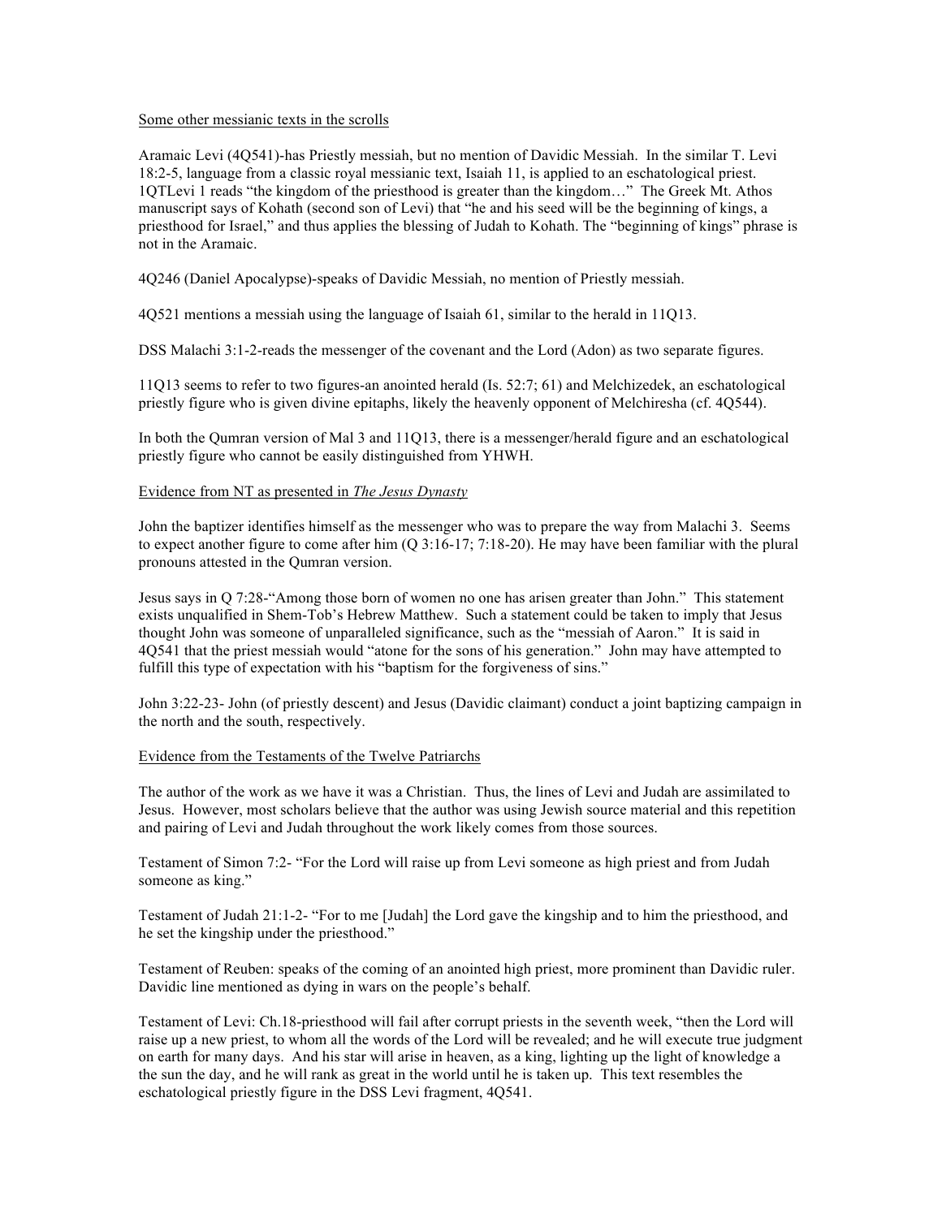Some other messianic texts in the scrolls

Aramaic Levi (4Q541)-has Priestly messiah, but no mention of Davidic Messiah. In the similar T. Levi 18:2-5, language from a classic royal messianic text, Isaiah 11, is applied to an eschatological priest. 1QTLevi 1 reads "the kingdom of the priesthood is greater than the kingdom…" The Greek Mt. Athos manuscript says of Kohath (second son of Levi) that "he and his seed will be the beginning of kings, a priesthood for Israel," and thus applies the blessing of Judah to Kohath. The "beginning of kings" phrase is not in the Aramaic.

4Q246 (Daniel Apocalypse)-speaks of Davidic Messiah, no mention of Priestly messiah.

4Q521 mentions a messiah using the language of Isaiah 61, similar to the herald in 11Q13.

DSS Malachi 3:1-2-reads the messenger of the covenant and the Lord (Adon) as two separate figures.

11Q13 seems to refer to two figures-an anointed herald (Is. 52:7; 61) and Melchizedek, an eschatological priestly figure who is given divine epitaphs, likely the heavenly opponent of Melchiresha (cf. 4Q544).

In both the Qumran version of Mal 3 and 11Q13, there is a messenger/herald figure and an eschatological priestly figure who cannot be easily distinguished from YHWH.

Evidence from NT as presented in *The Jesus Dynasty*

John the baptizer identifies himself as the messenger who was to prepare the way from Malachi 3. Seems to expect another figure to come after him (Q 3:16-17; 7:18-20). He may have been familiar with the plural pronouns attested in the Qumran version.

Jesus says in Q 7:28-"Among those born of women no one has arisen greater than John." This statement exists unqualified in Shem-Tob's Hebrew Matthew. Such a statement could be taken to imply that Jesus thought John was someone of unparalleled significance, such as the "messiah of Aaron." It is said in 4Q541 that the priest messiah would "atone for the sons of his generation." John may have attempted to fulfill this type of expectation with his "baptism for the forgiveness of sins."

John 3:22-23- John (of priestly descent) and Jesus (Davidic claimant) conduct a joint baptizing campaign in the north and the south, respectively.

Evidence from the Testaments of the Twelve Patriarchs

The author of the work as we have it was a Christian. Thus, the lines of Levi and Judah are assimilated to Jesus. However, most scholars believe that the author was using Jewish source material and this repetition and pairing of Levi and Judah throughout the work likely comes from those sources.

Testament of Simon 7:2- "For the Lord will raise up from Levi someone as high priest and from Judah someone as king."

Testament of Judah 21:1-2- "For to me [Judah] the Lord gave the kingship and to him the priesthood, and he set the kingship under the priesthood."

Testament of Reuben: speaks of the coming of an anointed high priest, more prominent than Davidic ruler. Davidic line mentioned as dying in wars on the people's behalf.

Testament of Levi: Ch.18-priesthood will fail after corrupt priests in the seventh week, "then the Lord will raise up a new priest, to whom all the words of the Lord will be revealed; and he will execute true judgment on earth for many days. And his star will arise in heaven, as a king, lighting up the light of knowledge a the sun the day, and he will rank as great in the world until he is taken up. This text resembles the eschatological priestly figure in the DSS Levi fragment, 4Q541.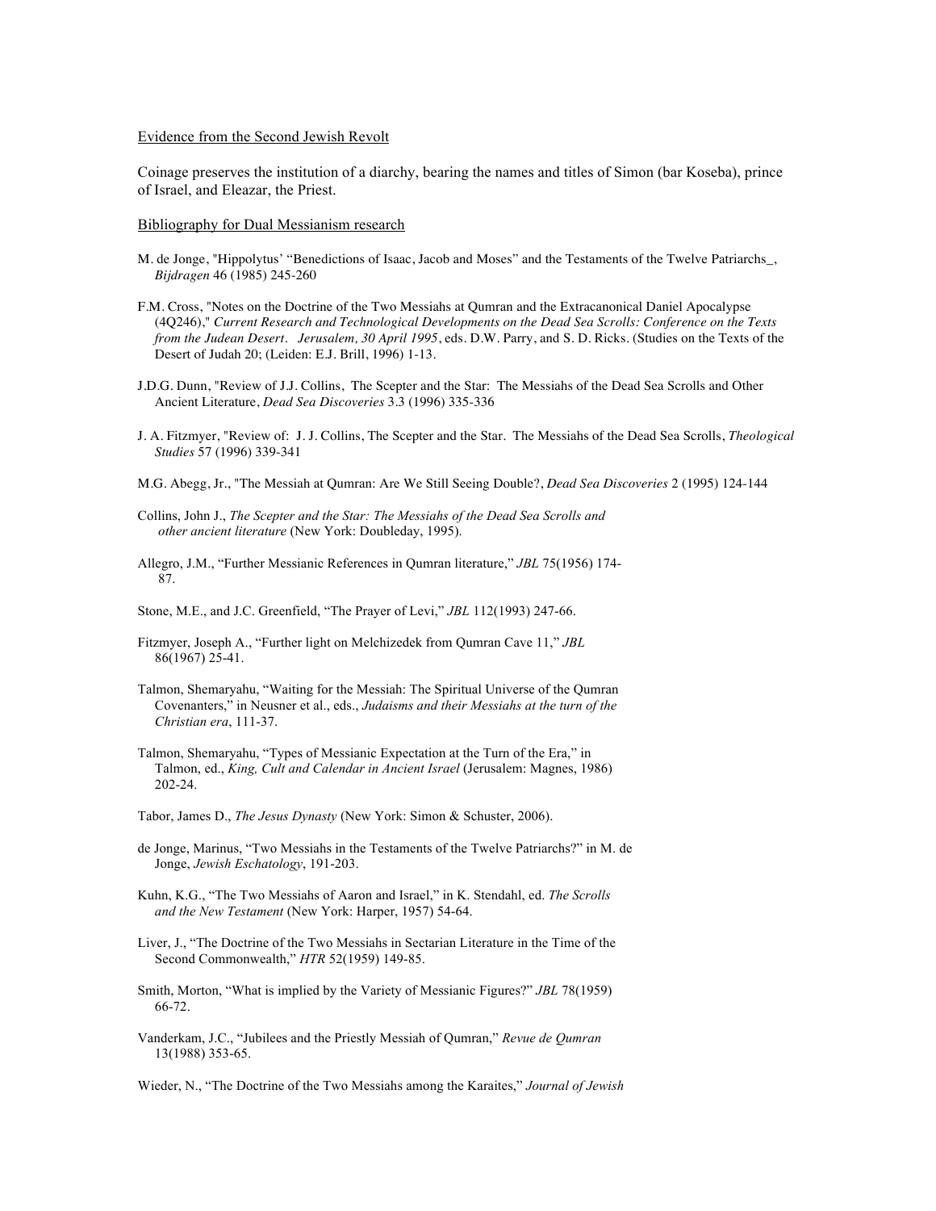Evidence from the Second Jewish Revolt

Coinage preserves the institution of a diarchy, bearing the names and titles of Simon (bar Koseba), prince of Israel, and Eleazar, the Priest.

Bibliography for Dual Messianism research

M. de Jonge, "Hippolytus' "Benedictions of Isaac, Jacob and Moses" and the Testaments of the Twelve Patriarchs_, *Bijdragen* 46 (1985) 245-260

F.M. Cross, "Notes on the Doctrine of the Two Messiahs at Qumran and the Extracanonical Daniel Apocalypse (4Q246)," *Current Research and Technological Developments on the Dead Sea Scrolls: Conference on the Texts from the Judean Desert. Jerusalem, 30 April 1995*, eds. D.W. Parry, and S. D. Ricks. (Studies on the Texts of the Desert of Judah 20; (Leiden: E.J. Brill, 1996) 1-13.

J.D.G. Dunn, "Review of J.J. Collins, The Scepter and the Star: The Messiahs of the Dead Sea Scrolls and Other Ancient Literature, *Dead Sea Discoveries* 3.3 (1996) 335-336

J. A. Fitzmyer, "Review of: J. J. Collins, The Scepter and the Star. The Messiahs of the Dead Sea Scrolls, *Theological Studies* 57 (1996) 339-341

M.G. Abegg, Jr., "The Messiah at Qumran: Are We Still Seeing Double?, *Dead Sea Discoveries* 2 (1995) 124-144

Collins, John J., *The Scepter and the Star: The Messiahs of the Dead Sea Scrolls and other ancient literature* (New York: Doubleday, 1995).

Allegro, J.M., "Further Messianic References in Qumran literature," *JBL* 75(1956) 174-87.

Stone, M.E., and J.C. Greenfield, "The Prayer of Levi," *JBL* 112(1993) 247-66.

Fitzmyer, Joseph A., "Further light on Melchizedek from Qumran Cave 11," *JBL* 86(1967) 25-41.

Talmon, Shemaryahu, "Waiting for the Messiah: The Spiritual Universe of the Qumran Covenanters," in Neusner et al., eds., *Judaisms and their Messiahs at the turn of the Christian era*, 111-37.

Talmon, Shemaryahu, "Types of Messianic Expectation at the Turn of the Era," in Talmon, ed., *King, Cult and Calendar in Ancient Israel* (Jerusalem: Magnes, 1986) 202-24.

Tabor, James D., *The Jesus Dynasty* (New York: Simon & Schuster, 2006).

de Jonge, Marinus, "Two Messiahs in the Testaments of the Twelve Patriarchs?" in M. de Jonge, *Jewish Eschatology*, 191-203.

Kuhn, K.G., "The Two Messiahs of Aaron and Israel," in K. Stendahl, ed. *The Scrolls and the New Testament* (New York: Harper, 1957) 54-64.

Liver, J., "The Doctrine of the Two Messiahs in Sectarian Literature in the Time of the Second Commonwealth," *HTR* 52(1959) 149-85.

Smith, Morton, "What is implied by the Variety of Messianic Figures?" *JBL* 78(1959) 66-72.

Vanderkam, J.C., "Jubilees and the Priestly Messiah of Qumran," *Revue de Qumran* 13(1988) 353-65.

Wieder, N., "The Doctrine of the Two Messiahs among the Karaites," *Journal of Jewish*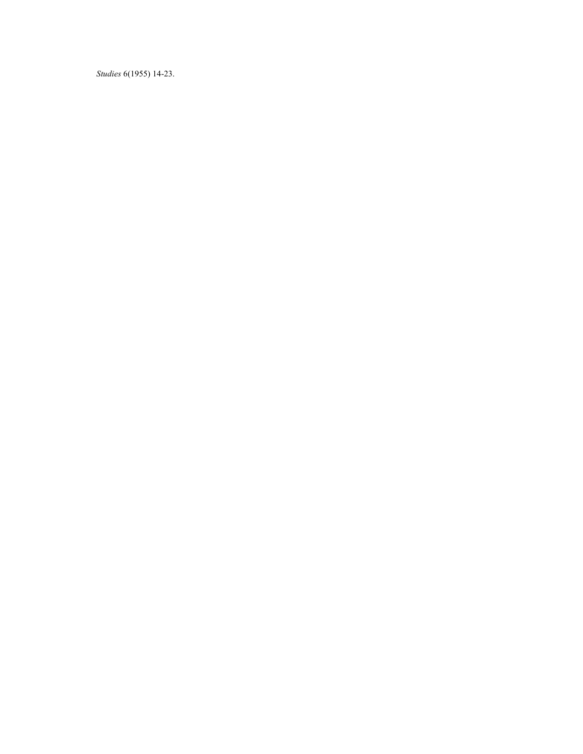*Studies* 6(1955) 14-23.